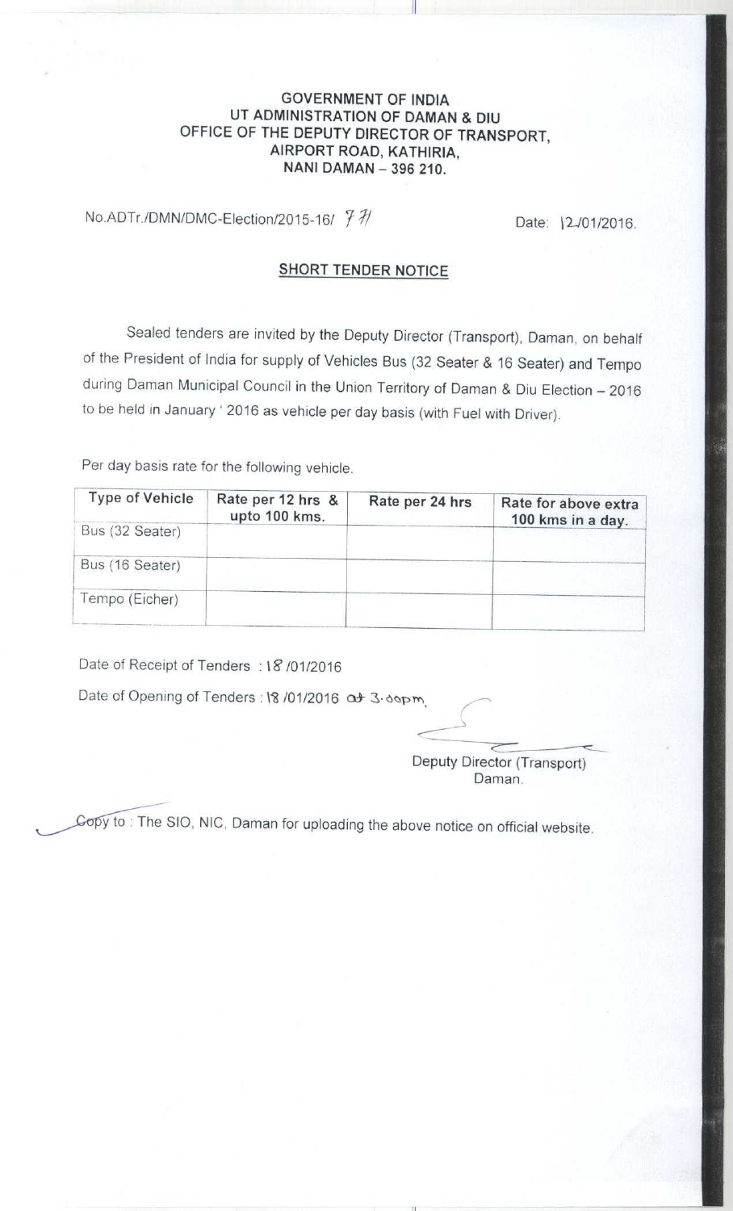**GOVERNMENT OF INDIA**
**UT ADMINISTRATION OF DAMAN & DIU**
**OFFICE OF THE DEPUTY DIRECTOR OF TRANSPORT,**
**AIRPORT ROAD, KATHIRIA,**
**NANI DAMAN – 396 210.**

No.ADTr./DMN/DMC-Election/2015-16/ 77

Date: 12/01/2016.

## SHORT TENDER NOTICE

Sealed tenders are invited by the Deputy Director (Transport), Daman, on behalf of the President of India for supply of Vehicles Bus (32 Seater & 16 Seater) and Tempo during Daman Municipal Council in the Union Territory of Daman & Diu Election – 2016 to be held in January ' 2016 as vehicle per day basis (with Fuel with Driver).

Per day basis rate for the following vehicle.

| Type of Vehicle | Rate per 12 hrs & upto 100 kms. | Rate per 24 hrs | Rate for above extra 100 kms in a day. |
|---|---|---|---|
| Bus (32 Seater) | | | |
| Bus (16 Seater) | | | |
| Tempo (Eicher) | | | |

Date of Receipt of Tenders : 18/01/2016

Date of Opening of Tenders : 18/01/2016 at 3.00pm.

Deputy Director (Transport)
Daman.

Copy to : The SIO, NIC, Daman for uploading the above notice on official website.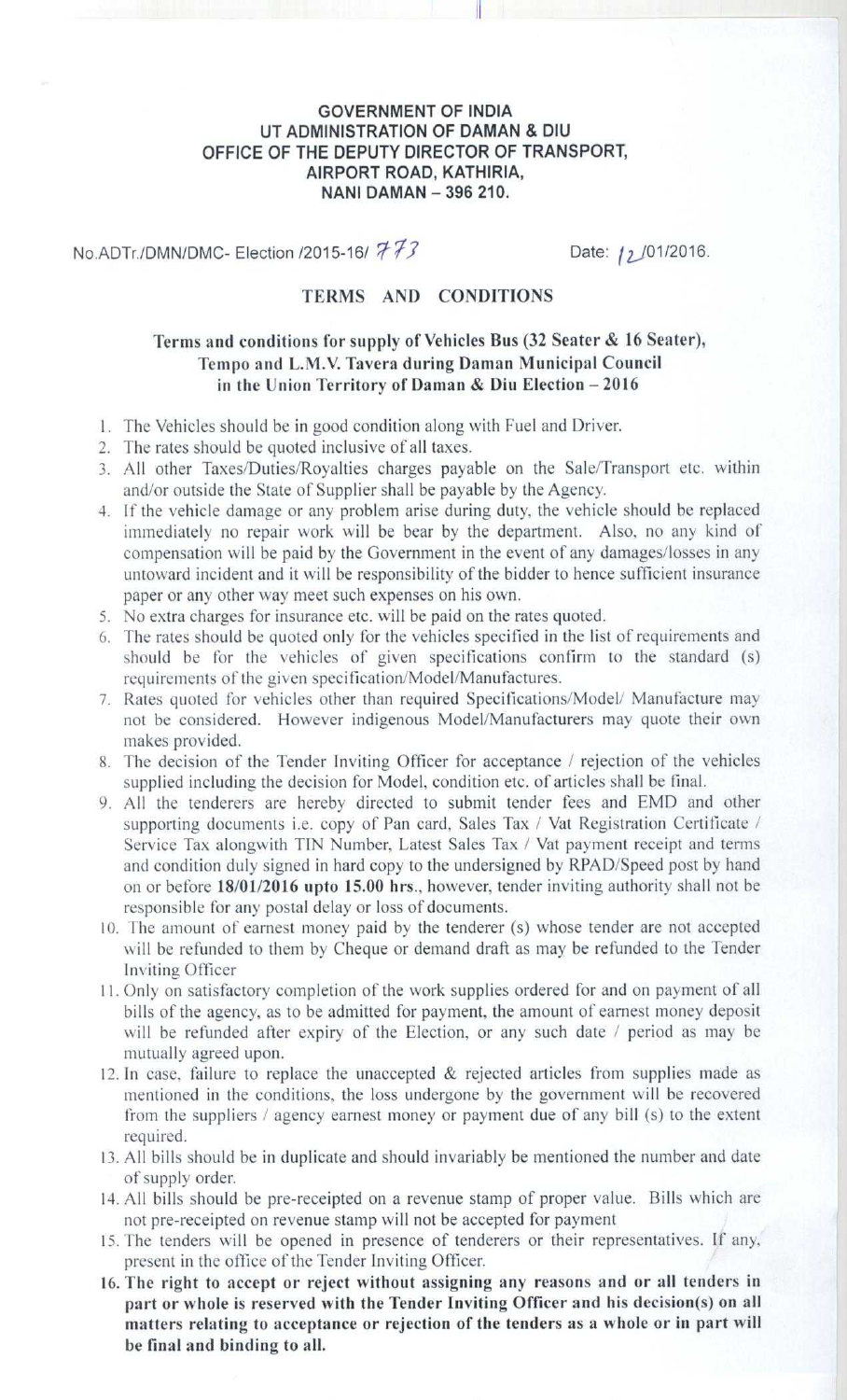**GOVERNMENT OF INDIA**
**UT ADMINISTRATION OF DAMAN & DIU**
**OFFICE OF THE DEPUTY DIRECTOR OF TRANSPORT,**
**AIRPORT ROAD, KATHIRIA,**
**NANI DAMAN – 396 210.**

No.ADTr./DMN/DMC- Election /2015-16/ 773 Date: 12/01/2016.

# TERMS AND CONDITIONS

## Terms and conditions for supply of Vehicles Bus (32 Seater & 16 Seater), Tempo and L.M.V. Tavera during Daman Municipal Council in the Union Territory of Daman & Diu Election – 2016

1. The Vehicles should be in good condition along with Fuel and Driver.
2. The rates should be quoted inclusive of all taxes.
3. All other Taxes/Duties/Royalties charges payable on the Sale/Transport etc. within and/or outside the State of Supplier shall be payable by the Agency.
4. If the vehicle damage or any problem arise during duty, the vehicle should be replaced immediately no repair work will be bear by the department. Also, no any kind of compensation will be paid by the Government in the event of any damages/losses in any untoward incident and it will be responsibility of the bidder to hence sufficient insurance paper or any other way meet such expenses on his own.
5. No extra charges for insurance etc. will be paid on the rates quoted.
6. The rates should be quoted only for the vehicles specified in the list of requirements and should be for the vehicles of given specifications confirm to the standard (s) requirements of the given specification/Model/Manufactures.
7. Rates quoted for vehicles other than required Specifications/Model/ Manufacture may not be considered. However indigenous Model/Manufacturers may quote their own makes provided.
8. The decision of the Tender Inviting Officer for acceptance / rejection of the vehicles supplied including the decision for Model, condition etc. of articles shall be final.
9. All the tenderers are hereby directed to submit tender fees and EMD and other supporting documents i.e. copy of Pan card, Sales Tax / Vat Registration Certificate / Service Tax alongwith TIN Number, Latest Sales Tax / Vat payment receipt and terms and condition duly signed in hard copy to the undersigned by RPAD/Speed post by hand on or before **18/01/2016 upto 15.00 hrs.**, however, tender inviting authority shall not be responsible for any postal delay or loss of documents.
10. The amount of earnest money paid by the tenderer (s) whose tender are not accepted will be refunded to them by Cheque or demand draft as may be refunded to the Tender Inviting Officer
11. Only on satisfactory completion of the work supplies ordered for and on payment of all bills of the agency, as to be admitted for payment, the amount of earnest money deposit will be refunded after expiry of the Election, or any such date / period as may be mutually agreed upon.
12. In case, failure to replace the unaccepted & rejected articles from supplies made as mentioned in the conditions, the loss undergone by the government will be recovered from the suppliers / agency earnest money or payment due of any bill (s) to the extent required.
13. All bills should be in duplicate and should invariably be mentioned the number and date of supply order.
14. All bills should be pre-receipted on a revenue stamp of proper value. Bills which are not pre-receipted on revenue stamp will not be accepted for payment
15. The tenders will be opened in presence of tenderers or their representatives. If any, present in the office of the Tender Inviting Officer.
16. **The right to accept or reject without assigning any reasons and or all tenders in part or whole is reserved with the Tender Inviting Officer and his decision(s) on all matters relating to acceptance or rejection of the tenders as a whole or in part will be final and binding to all.**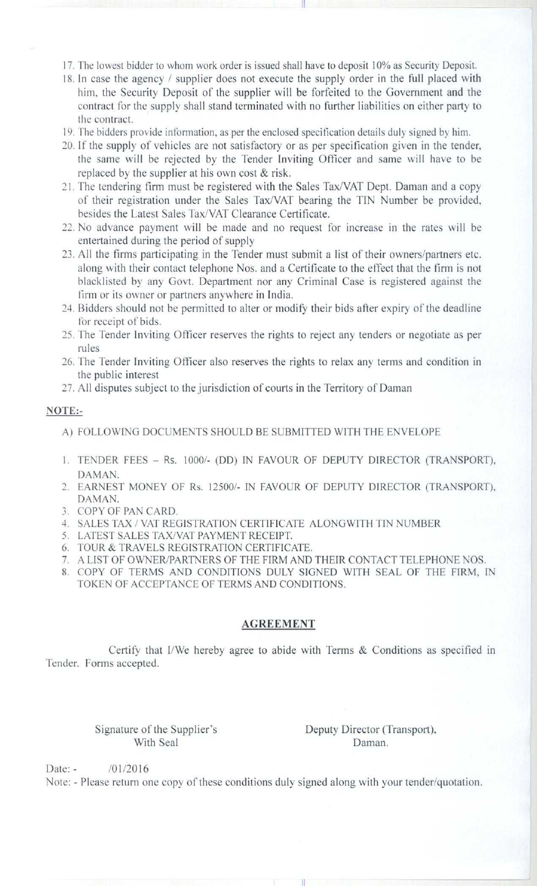17. The lowest bidder to whom work order is issued shall have to deposit 10% as Security Deposit.
18. In case the agency / supplier does not execute the supply order in the full placed with him, the Security Deposit of the supplier will be forfeited to the Government and the contract for the supply shall stand terminated with no further liabilities on either party to the contract.
19. The bidders provide information, as per the enclosed specification details duly signed by him.
20. If the supply of vehicles are not satisfactory or as per specification given in the tender, the same will be rejected by the Tender Inviting Officer and same will have to be replaced by the supplier at his own cost & risk.
21. The tendering firm must be registered with the Sales Tax/VAT Dept. Daman and a copy of their registration under the Sales Tax/VAT bearing the TIN Number be provided, besides the Latest Sales Tax/VAT Clearance Certificate.
22. No advance payment will be made and no request for increase in the rates will be entertained during the period of supply
23. All the firms participating in the Tender must submit a list of their owners/partners etc. along with their contact telephone Nos. and a Certificate to the effect that the firm is not blacklisted by any Govt. Department nor any Criminal Case is registered against the firm or its owner or partners anywhere in India.
24. Bidders should not be permitted to alter or modify their bids after expiry of the deadline for receipt of bids.
25. The Tender Inviting Officer reserves the rights to reject any tenders or negotiate as per rules
26. The Tender Inviting Officer also reserves the rights to relax any terms and condition in the public interest
27. All disputes subject to the jurisdiction of courts in the Territory of Daman

**NOTE:-**

A) FOLLOWING DOCUMENTS SHOULD BE SUBMITTED WITH THE ENVELOPE

1. TENDER FEES – Rs. 1000/- (DD) IN FAVOUR OF DEPUTY DIRECTOR (TRANSPORT), DAMAN.
2. EARNEST MONEY OF Rs. 12500/- IN FAVOUR OF DEPUTY DIRECTOR (TRANSPORT), DAMAN.
3. COPY OF PAN CARD.
4. SALES TAX / VAT REGISTRATION CERTIFICATE ALONGWITH TIN NUMBER
5. LATEST SALES TAX/VAT PAYMENT RECEIPT.
6. TOUR & TRAVELS REGISTRATION CERTIFICATE.
7. A LIST OF OWNER/PARTNERS OF THE FIRM AND THEIR CONTACT TELEPHONE NOS.
8. COPY OF TERMS AND CONDITIONS DULY SIGNED WITH SEAL OF THE FIRM, IN TOKEN OF ACCEPTANCE OF TERMS AND CONDITIONS.

## AGREEMENT

Certify that I/We hereby agree to abide with Terms & Conditions as specified in Tender. Forms accepted.

Signature of the Supplier's
With Seal

Deputy Director (Transport),
Daman.

Date: - /01/2016

Note: - Please return one copy of these conditions duly signed along with your tender/quotation.